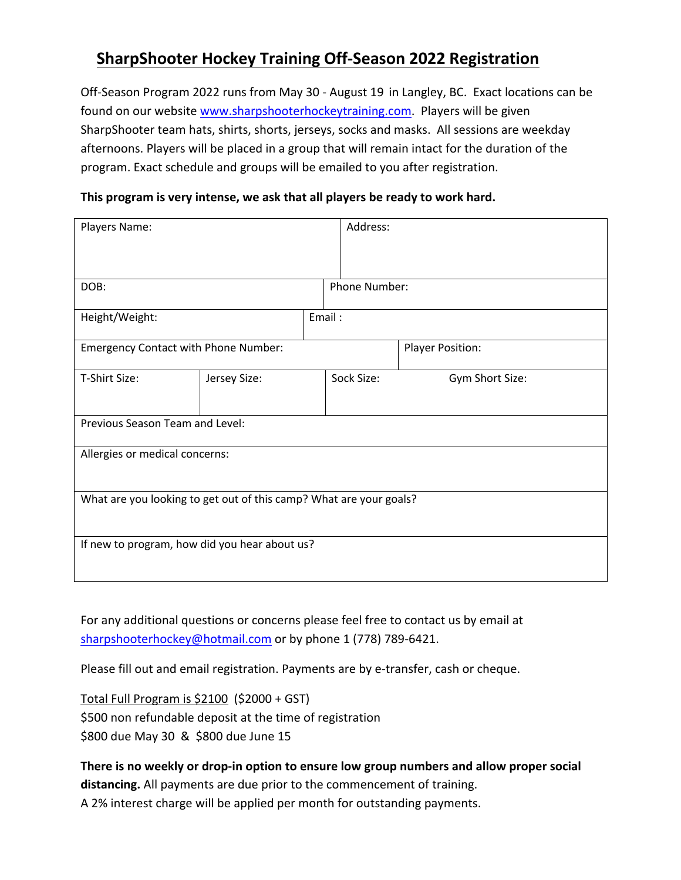# SharpShooter Hockey Training Off-Season 2022 Registration

Off-Season Program 2022 runs from May 30 - August 19 in Langley, BC. Exact locations can be found on our website www.sharpshooterhockeytraining.com. Players will be given SharpShooter team hats, shirts, shorts, jerseys, socks and masks. All sessions are weekday afternoons. Players will be placed in a group that will remain intact for the duration of the program. Exact schedule and groups will be emailed to you after registration.

**This program is very intense, we ask that all players be ready to work hard.**

| | | | |
|---|---|---|---|
| Players Name: | | Address: | |
| DOB: | | Phone Number: | |
| Height/Weight: | | Email : | |
| Emergency Contact with Phone Number: | | | Player Position: |
| T-Shirt Size: | Jersey Size: | Sock Size: | Gym Short Size: |
| Previous Season Team and Level: | | | |
| Allergies or medical concerns: | | | |
| What are you looking to get out of this camp? What are your goals? | | | |
| If new to program, how did you hear about us? | | | |

For any additional questions or concerns please feel free to contact us by email at sharpshooterhockey@hotmail.com or by phone 1 (778) 789-6421.

Please fill out and email registration. Payments are by e-transfer, cash or cheque.

Total Full Program is $2100 ($2000 + GST)
$500 non refundable deposit at the time of registration
$800 due May 30 & $800 due June 15

**There is no weekly or drop-in option to ensure low group numbers and allow proper social distancing.** All payments are due prior to the commencement of training.
A 2% interest charge will be applied per month for outstanding payments.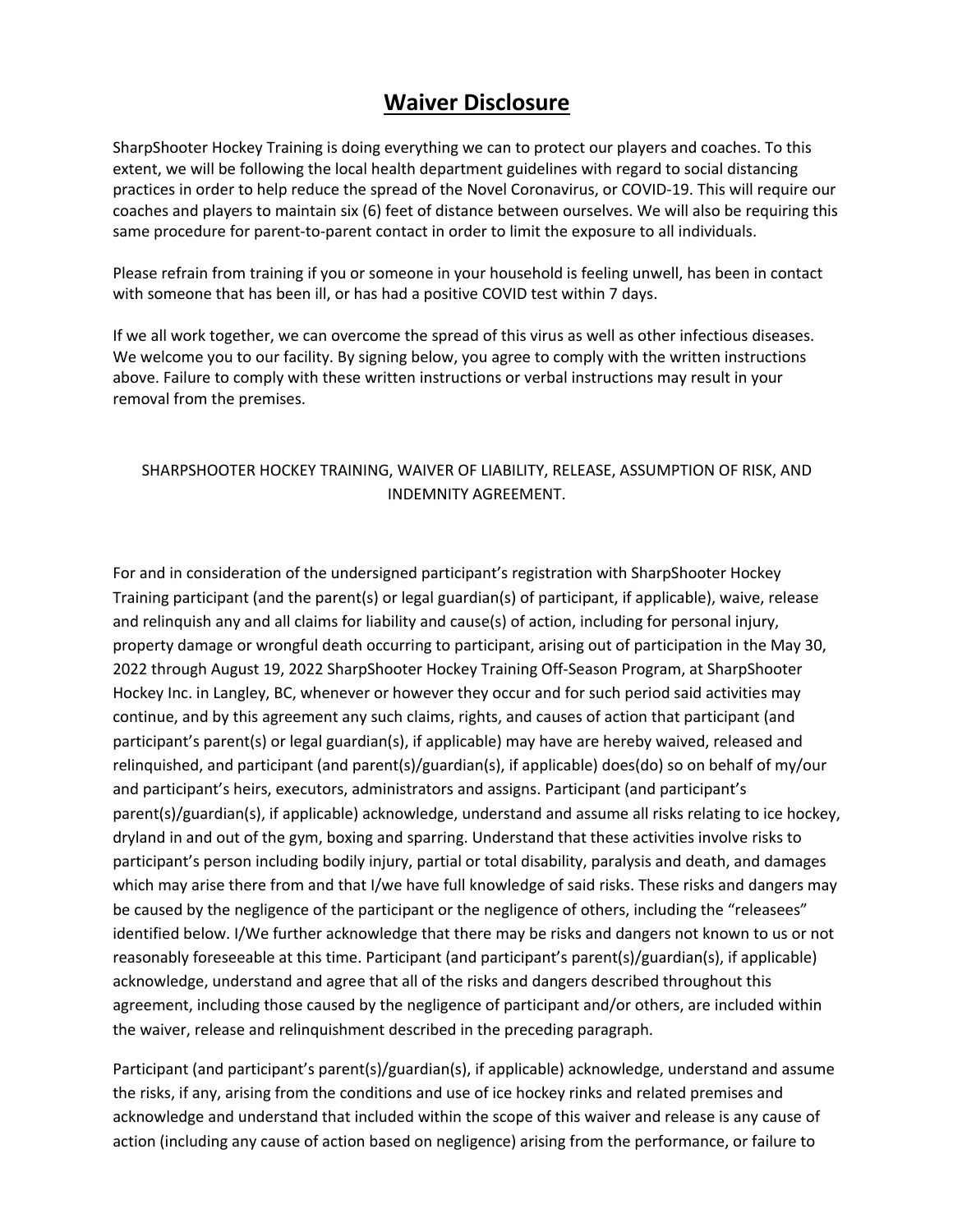# Waiver Disclosure

SharpShooter Hockey Training is doing everything we can to protect our players and coaches. To this extent, we will be following the local health department guidelines with regard to social distancing practices in order to help reduce the spread of the Novel Coronavirus, or COVID-19. This will require our coaches and players to maintain six (6) feet of distance between ourselves. We will also be requiring this same procedure for parent-to-parent contact in order to limit the exposure to all individuals.

Please refrain from training if you or someone in your household is feeling unwell, has been in contact with someone that has been ill, or has had a positive COVID test within 7 days.

If we all work together, we can overcome the spread of this virus as well as other infectious diseases. We welcome you to our facility. By signing below, you agree to comply with the written instructions above. Failure to comply with these written instructions or verbal instructions may result in your removal from the premises.

SHARPSHOOTER HOCKEY TRAINING, WAIVER OF LIABILITY, RELEASE, ASSUMPTION OF RISK, AND INDEMNITY AGREEMENT.

For and in consideration of the undersigned participant's registration with SharpShooter Hockey Training participant (and the parent(s) or legal guardian(s) of participant, if applicable), waive, release and relinquish any and all claims for liability and cause(s) of action, including for personal injury, property damage or wrongful death occurring to participant, arising out of participation in the May 30, 2022 through August 19, 2022 SharpShooter Hockey Training Off-Season Program, at SharpShooter Hockey Inc. in Langley, BC, whenever or however they occur and for such period said activities may continue, and by this agreement any such claims, rights, and causes of action that participant (and participant's parent(s) or legal guardian(s), if applicable) may have are hereby waived, released and relinquished, and participant (and parent(s)/guardian(s), if applicable) does(do) so on behalf of my/our and participant's heirs, executors, administrators and assigns. Participant (and participant's parent(s)/guardian(s), if applicable) acknowledge, understand and assume all risks relating to ice hockey, dryland in and out of the gym, boxing and sparring. Understand that these activities involve risks to participant's person including bodily injury, partial or total disability, paralysis and death, and damages which may arise there from and that I/we have full knowledge of said risks. These risks and dangers may be caused by the negligence of the participant or the negligence of others, including the "releasees" identified below. I/We further acknowledge that there may be risks and dangers not known to us or not reasonably foreseeable at this time. Participant (and participant's parent(s)/guardian(s), if applicable) acknowledge, understand and agree that all of the risks and dangers described throughout this agreement, including those caused by the negligence of participant and/or others, are included within the waiver, release and relinquishment described in the preceding paragraph.

Participant (and participant's parent(s)/guardian(s), if applicable) acknowledge, understand and assume the risks, if any, arising from the conditions and use of ice hockey rinks and related premises and acknowledge and understand that included within the scope of this waiver and release is any cause of action (including any cause of action based on negligence) arising from the performance, or failure to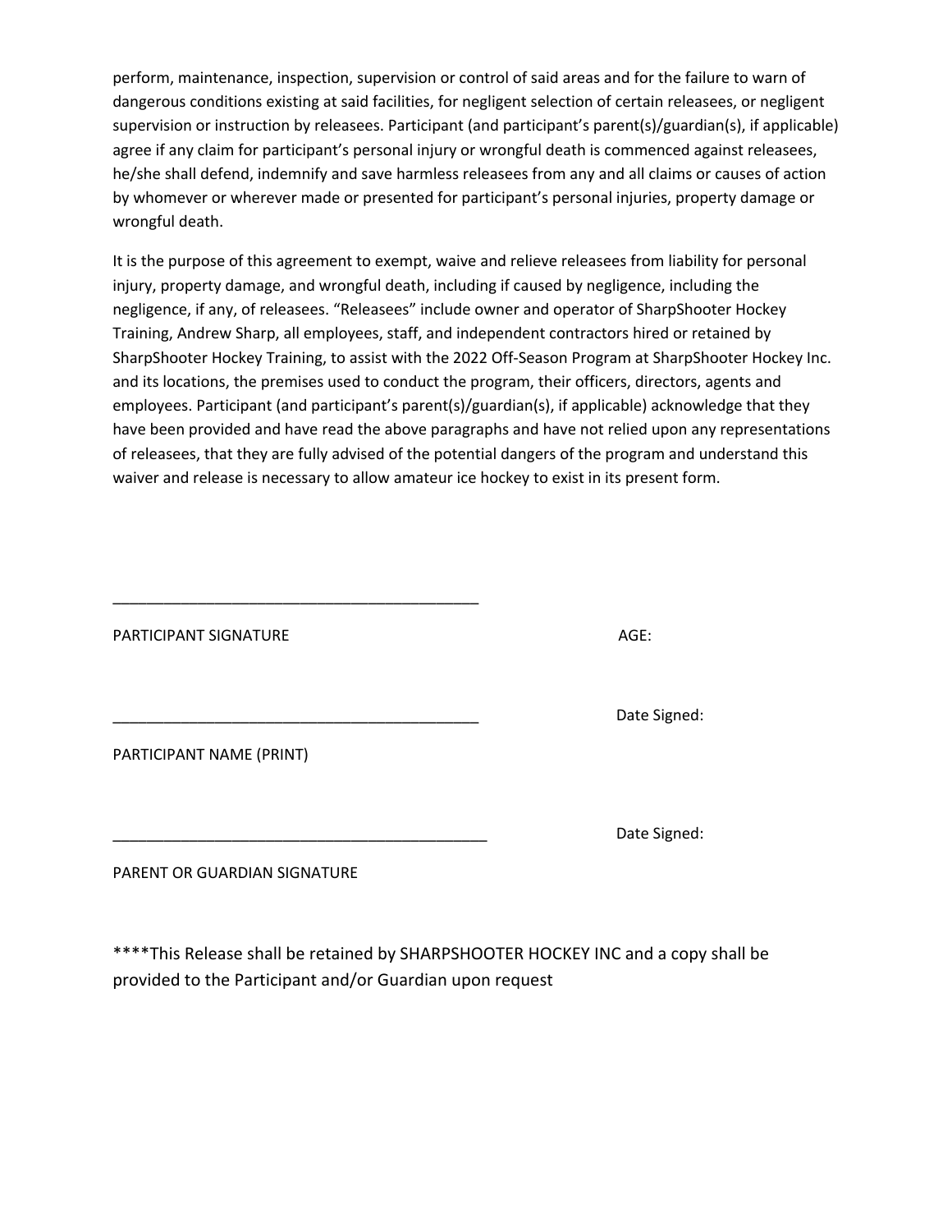perform, maintenance, inspection, supervision or control of said areas and for the failure to warn of dangerous conditions existing at said facilities, for negligent selection of certain releasees, or negligent supervision or instruction by releasees. Participant (and participant's parent(s)/guardian(s), if applicable) agree if any claim for participant's personal injury or wrongful death is commenced against releasees, he/she shall defend, indemnify and save harmless releasees from any and all claims or causes of action by whomever or wherever made or presented for participant's personal injuries, property damage or wrongful death.

It is the purpose of this agreement to exempt, waive and relieve releasees from liability for personal injury, property damage, and wrongful death, including if caused by negligence, including the negligence, if any, of releasees. "Releasees" include owner and operator of SharpShooter Hockey Training, Andrew Sharp, all employees, staff, and independent contractors hired or retained by SharpShooter Hockey Training, to assist with the 2022 Off-Season Program at SharpShooter Hockey Inc. and its locations, the premises used to conduct the program, their officers, directors, agents and employees. Participant (and participant's parent(s)/guardian(s), if applicable) acknowledge that they have been provided and have read the above paragraphs and have not relied upon any representations of releasees, that they are fully advised of the potential dangers of the program and understand this waiver and release is necessary to allow amateur ice hockey to exist in its present form.

\_\_\_\_\_\_\_\_\_\_\_\_\_\_\_\_\_\_\_\_\_\_\_\_\_\_\_\_\_\_\_\_\_\_\_\_\_\_\_\_\_\_\_\_

PARTICIPANT SIGNATURE AGE:

\_\_\_\_\_\_\_\_\_\_\_\_\_\_\_\_\_\_\_\_\_\_\_\_\_\_\_\_\_\_\_\_\_\_\_\_\_\_\_\_\_\_\_\_ Date Signed:

PARTICIPANT NAME (PRINT)

\_\_\_\_\_\_\_\_\_\_\_\_\_\_\_\_\_\_\_\_\_\_\_\_\_\_\_\_\_\_\_\_\_\_\_\_\_\_\_\_\_\_\_\_ Date Signed:

PARENT OR GUARDIAN SIGNATURE

****This Release shall be retained by SHARPSHOOTER HOCKEY INC and a copy shall be provided to the Participant and/or Guardian upon request